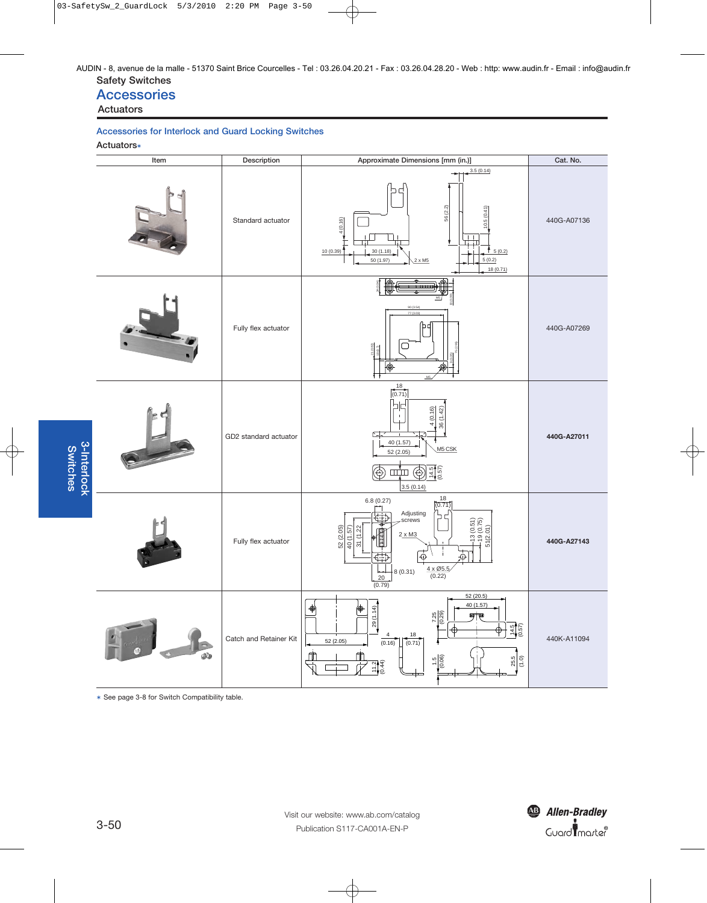AUDIN - 8, avenue de la malle - 51370 Saint Brice Courcelles - Tel : 03.26.04.20.21 - Fax : 03.26.04.28.20 - Web : http: www.audin.fr - Email : info@audin.fr

Safety Switches

# Accessories

Actuators

## Accessories for Interlock and Guard Locking Switches

### Actuators*

| Item | Description | Approximate Dimensions [mm (in.)] | Cat. No. |
|---|---|---|---|
| | Standard actuator | | 440G-A07136 |
| | Fully flex actuator | | 440G-A07269 |
| | GD2 standard actuator | | **440G-A27011** |
| | Fully flex actuator | | **440G-A27143** |
| | Catch and Retainer Kit | | 440K-A11094 |

* See page 3-8 for Switch Compatibility table.

Visit our website: www.ab.com/catalog

Publication S117-CA001A-EN-P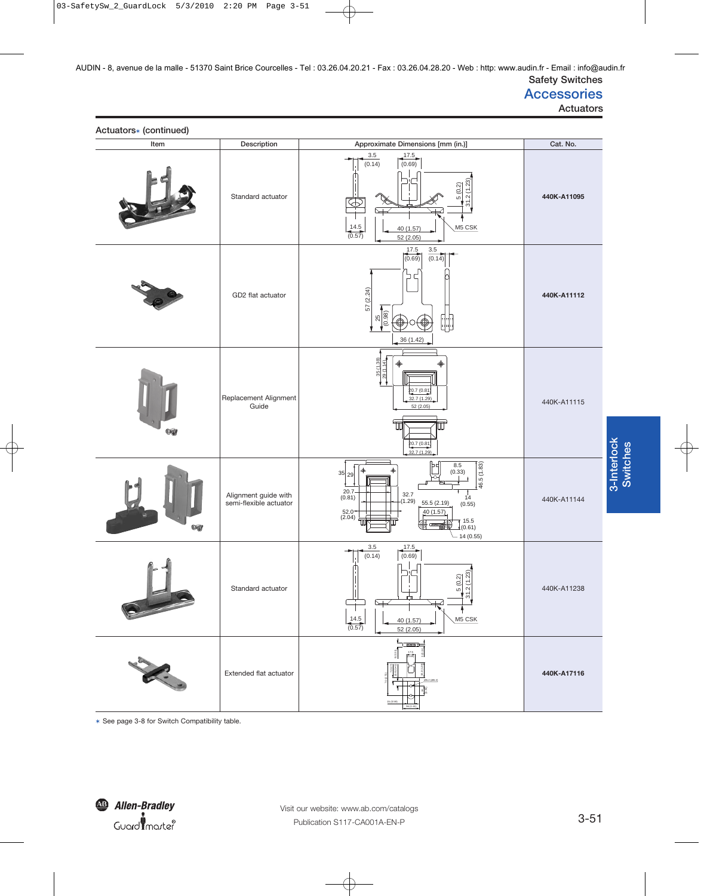AUDIN - 8, avenue de la malle - 51370 Saint Brice Courcelles - Tel : 03.26.04.20.21 - Fax : 03.26.04.28.20 - Web : http: www.audin.fr - Email : info@audin.fr

Safety Switches

# Accessories

Actuators

## Actuators∗ (continued)

| Item | Description | Approximate Dimensions [mm (in.)] | Cat. No. |
|---|---|---|---|
| | Standard actuator | 3.5 (0.14); 17.5 (0.69); 5 (0.2); 31.2 (1.23); 14.5 (0.57); 40 (1.57); 52 (2.05); M5 CSK | **440K-A11095** |
| | GD2 flat actuator | 17.5 (0.69); 3.5 (0.14); 57 (2.24); 25 (0.98); 36 (1.42) | **440K-A11112** |
| | Replacement Alignment Guide | 35 (1.38); 29 (1.14); 20.7 (0.81); 32.7 (1.29); 52 (2.05) | 440K-A11115 |
| | Alignment guide with semi-flexible actuator | 35; 29; 20.7 (0.81); 32.7 (1.29); 52.0 (2.04); 8.5 (0.33); 46.5 (1.83); 14 (0.55); 55.5 (2.19); 40 (1.57); 15.5 (0.61); 14 (0.55) | 440K-A11144 |
| | Standard actuator | 3.5 (0.14); 17.5 (0.69); 5 (0.2); 31.2 (1.23); 14.5 (0.57); 40 (1.57); 52 (2.05); M5 CSK | 440K-A11238 |
| | Extended flat actuator | | **440K-A17116** |

∗ See page 3-8 for Switch Compatibility table.

Visit our website: www.ab.com/catalogs

Publication S117-CA001A-EN-P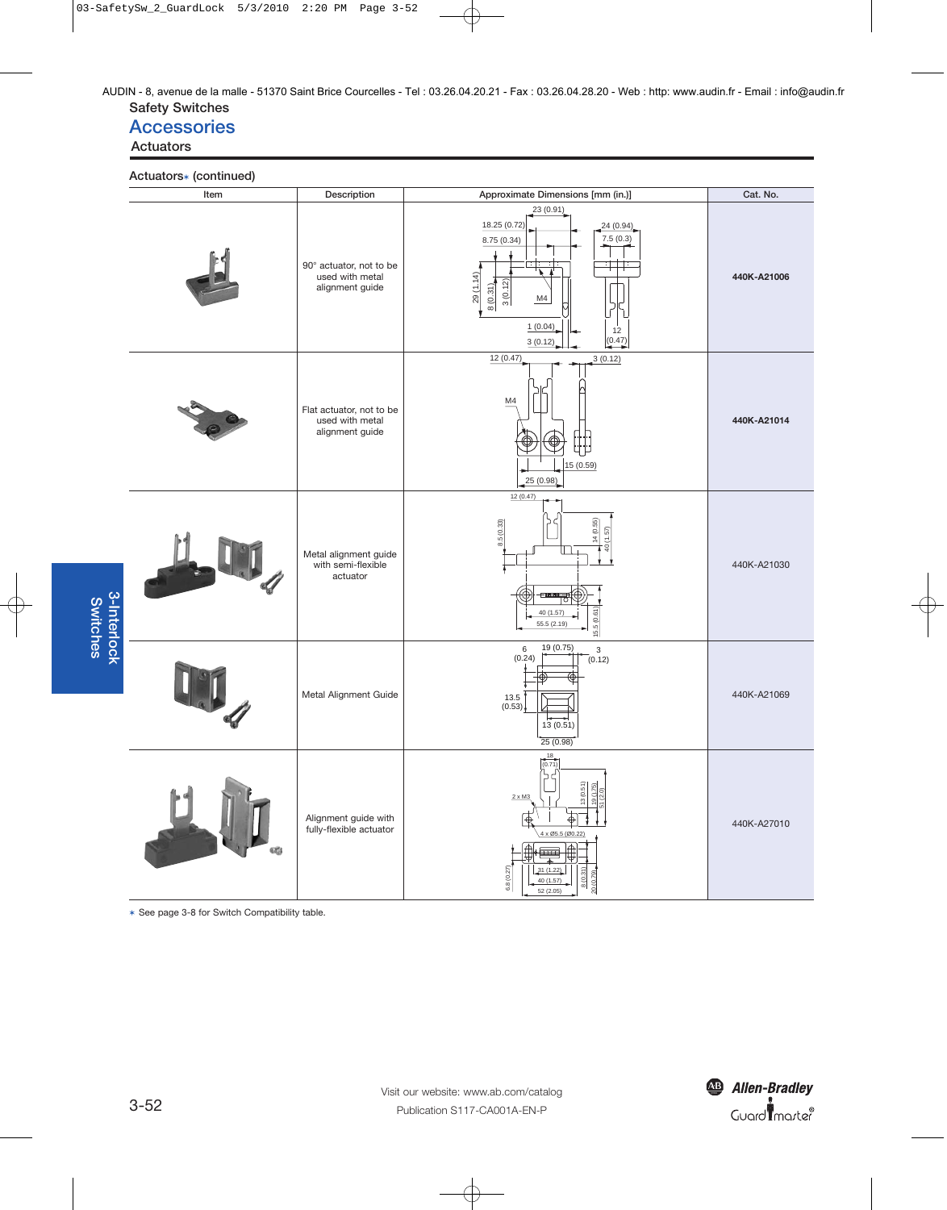AUDIN - 8, avenue de la malle - 51370 Saint Brice Courcelles - Tel : 03.26.04.20.21 - Fax : 03.26.04.28.20 - Web : http: www.audin.fr - Email : info@audin.fr

Safety Switches

# Accessories

## Actuators

### Actuators* (continued)

| Item | Description | Approximate Dimensions [mm (in.)] | Cat. No. |
|---|---|---|---|
| | 90° actuator, not to be used with metal alignment guide | 23 (0.91), 18.25 (0.72), 8.75 (0.34), 24 (0.94), 7.5 (0.3), 29 (1.14), 8 (0.31), 3 (0.12), M4, 1 (0.04), 3 (0.12), 12 (0.47) | **440K-A21006** |
| | Flat actuator, not to be used with metal alignment guide | 12 (0.47), 3 (0.12), M4, 15 (0.59), 25 (0.98) | **440K-A21014** |
| | Metal alignment guide with semi-flexible actuator | 12 (0.47), 8.5 (0.33), 14 (0.55), 40 (1.57), 40 (1.57), 55.5 (2.19), 15.5 (0.61) | 440K-A21030 |
| | Metal Alignment Guide | 6 (0.24), 19 (0.75), 3 (0.12), 13.5 (0.53), 13 (0.51), 25 (0.98) | 440K-A21069 |
| | Alignment guide with fully-flexible actuator | 18 (0.71), 2 x M3, 13 (0.51), 19 (0.75), 51 (2.0), 4 x Ø5.5 (Ø0.22), 6.8 (0.27), 31 (1.22), 40 (1.57), 52 (2.05), 8 (0.31), 20 (0.79) | 440K-A27010 |

* See page 3-8 for Switch Compatibility table.

Visit our website: www.ab.com/catalog

Publication S117-CA001A-EN-P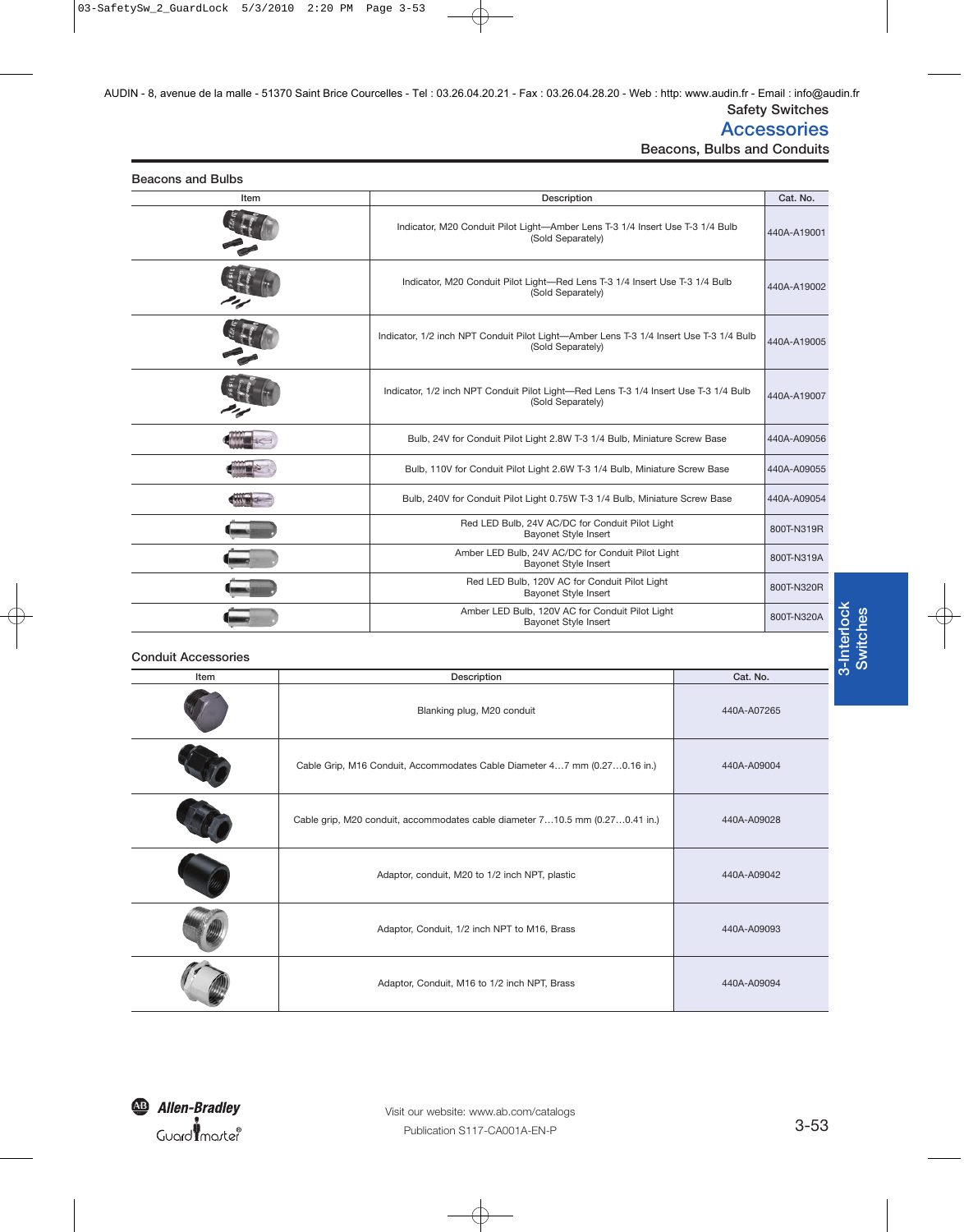AUDIN - 8, avenue de la malle - 51370 Saint Brice Courcelles - Tel : 03.26.04.20.21 - Fax : 03.26.04.28.20 - Web : http: www.audin.fr - Email : info@audin.fr

Safety Switches

# Accessories

## Beacons, Bulbs and Conduits

### Beacons and Bulbs

| Item | Description | Cat. No. |
|---|---|---|
| | Indicator, M20 Conduit Pilot Light—Amber Lens T-3 1/4 Insert Use T-3 1/4 Bulb (Sold Separately) | 440A-A19001 |
| | Indicator, M20 Conduit Pilot Light—Red Lens T-3 1/4 Insert Use T-3 1/4 Bulb (Sold Separately) | 440A-A19002 |
| | Indicator, 1/2 inch NPT Conduit Pilot Light—Amber Lens T-3 1/4 Insert Use T-3 1/4 Bulb (Sold Separately) | 440A-A19005 |
| | Indicator, 1/2 inch NPT Conduit Pilot Light—Red Lens T-3 1/4 Insert Use T-3 1/4 Bulb (Sold Separately) | 440A-A19007 |
| | Bulb, 24V for Conduit Pilot Light 2.8W T-3 1/4 Bulb, Miniature Screw Base | 440A-A09056 |
| | Bulb, 110V for Conduit Pilot Light 2.6W T-3 1/4 Bulb, Miniature Screw Base | 440A-A09055 |
| | Bulb, 240V for Conduit Pilot Light 0.75W T-3 1/4 Bulb, Miniature Screw Base | 440A-A09054 |
| | Red LED Bulb, 24V AC/DC for Conduit Pilot Light Bayonet Style Insert | 800T-N319R |
| | Amber LED Bulb, 24V AC/DC for Conduit Pilot Light Bayonet Style Insert | 800T-N319A |
| | Red LED Bulb, 120V AC for Conduit Pilot Light Bayonet Style Insert | 800T-N320R |
| | Amber LED Bulb, 120V AC for Conduit Pilot Light Bayonet Style Insert | 800T-N320A |

### Conduit Accessories

| Item | Description | Cat. No. |
|---|---|---|
| | Blanking plug, M20 conduit | 440A-A07265 |
| | Cable Grip, M16 Conduit, Accommodates Cable Diameter 4…7 mm (0.27…0.16 in.) | 440A-A09004 |
| | Cable grip, M20 conduit, accommodates cable diameter 7…10.5 mm (0.27…0.41 in.) | 440A-A09028 |
| | Adaptor, conduit, M20 to 1/2 inch NPT, plastic | 440A-A09042 |
| | Adaptor, Conduit, 1/2 inch NPT to M16, Brass | 440A-A09093 |
| | Adaptor, Conduit, M16 to 1/2 inch NPT, Brass | 440A-A09094 |

Visit our website: www.ab.com/catalogs

Publication S117-CA001A-EN-P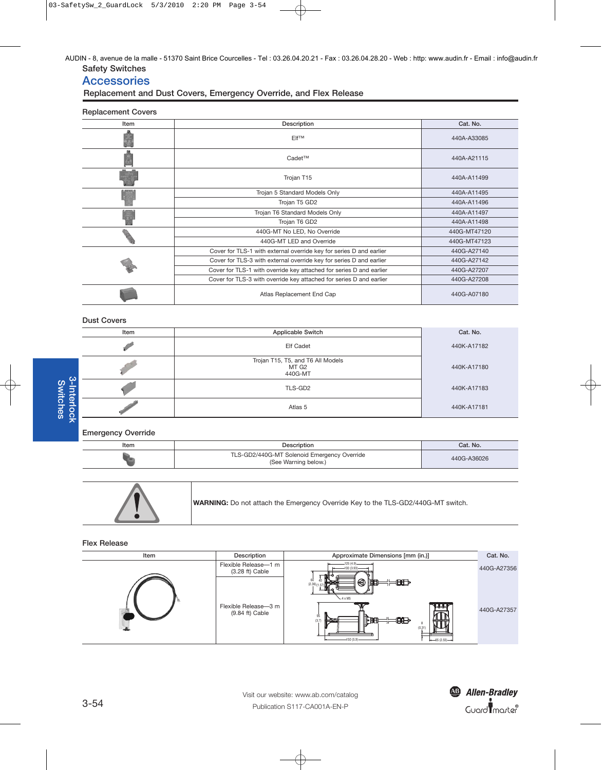AUDIN - 8, avenue de la malle - 51370 Saint Brice Courcelles - Tel : 03.26.04.20.21 - Fax : 03.26.04.28.20 - Web : http: www.audin.fr - Email : info@audin.fr

Safety Switches

# Accessories

## Replacement and Dust Covers, Emergency Override, and Flex Release

### Replacement Covers

| Item | Description | Cat. No. |
|---|---|---|
| | Elf™ | 440A-A33085 |
| | Cadet™ | 440A-A21115 |
| | Trojan T15 | 440A-A11499 |
| | Trojan 5 Standard Models Only | 440A-A11495 |
| | Trojan T5 GD2 | 440A-A11496 |
| | Trojan T6 Standard Models Only | 440A-A11497 |
| | Trojan T6 GD2 | 440A-A11498 |
| | 440G-MT No LED, No Override | 440G-MT47120 |
| | 440G-MT LED and Override | 440G-MT47123 |
| | Cover for TLS-1 with external override key for series D and earlier | 440G-A27140 |
| | Cover for TLS-3 with external override key for series D and earlier | 440G-A27142 |
| | Cover for TLS-1 with override key attached for series D and earlier | 440G-A27207 |
| | Cover for TLS-3 with override key attached for series D and earlier | 440G-A27208 |
| | Atlas Replacement End Cap | 440G-A07180 |

### Dust Covers

| Item | Applicable Switch | Cat. No. |
|---|---|---|
| | Elf Cadet | 440K-A17182 |
| | Trojan T15, T5, and T6 All Models<br>MT G2<br>440G-MT | 440K-A17180 |
| | TLS-GD2 | 440K-A17183 |
| | Atlas 5 | 440K-A17181 |

### Emergency Override

| Item | Description | Cat. No. |
|---|---|---|
| | TLS-GD2/440G-MT Solenoid Emergency Override<br>(See Warning below.) | 440G-A36026 |

**WARNING:** Do not attach the Emergency Override Key to the TLS-GD2/440G-MT switch.

### Flex Release

| Item | Description | Approximate Dimensions [mm (in.)] | Cat. No. |
|---|---|---|---|
| | Flexible Release—1 m (3.28 ft) Cable | | 440G-A27356 |
| | Flexible Release—3 m (9.84 ft) Cable | | 440G-A27357 |

3-Interlock Switches

Visit our website: www.ab.com/catalog

Publication S117-CA001A-EN-P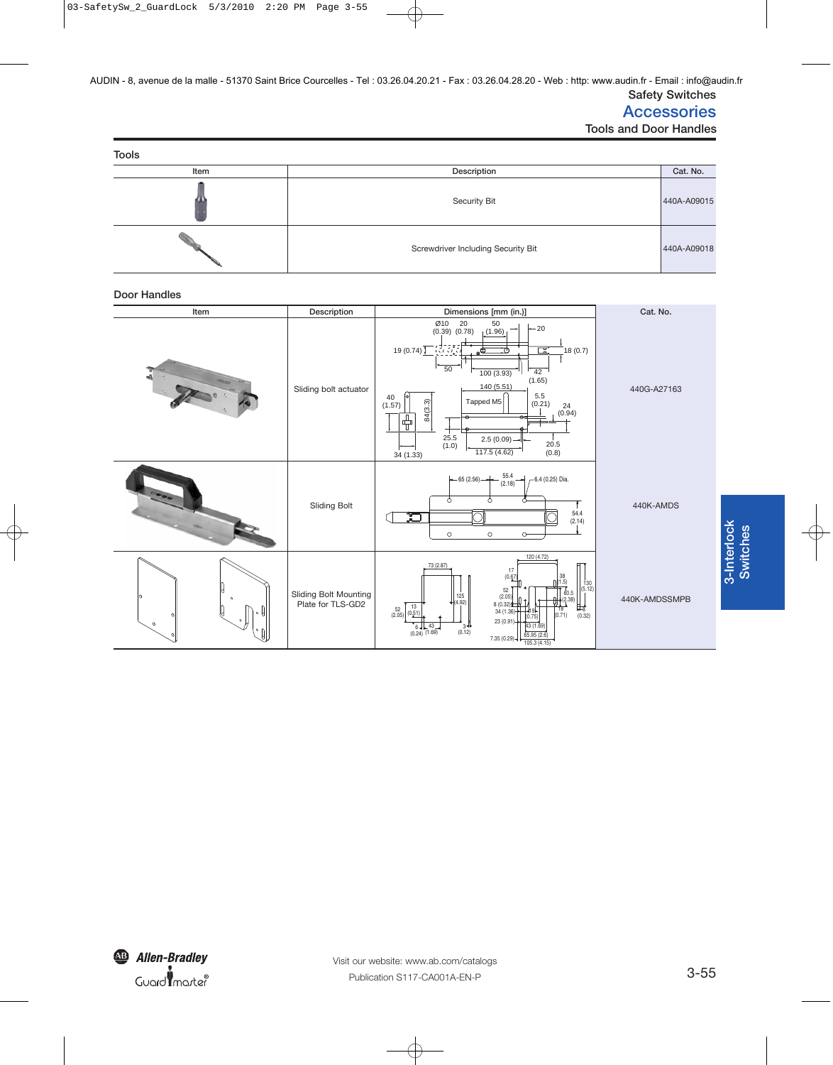AUDIN - 8, avenue de la malle - 51370 Saint Brice Courcelles - Tel : 03.26.04.20.21 - Fax : 03.26.04.28.20 - Web : http: www.audin.fr - Email : info@audin.fr

Safety Switches

# Accessories

## Tools and Door Handles

### Tools

| Item | Description | Cat. No. |
|---|---|---|
| | Security Bit | 440A-A09015 |
| | Screwdriver Including Security Bit | 440A-A09018 |

### Door Handles

| Item | Description | Dimensions [mm (in.)] | Cat. No. |
|---|---|---|---|
| | Sliding bolt actuator | Ø10 (0.39), 20 (0.78), 50 (1.96), 20, 19 (0.74), 18 (0.7), 50, 100 (3.93), 42 (1.65), 140 (5.51), 40 (1.57), 84 (3.3), Tapped M5, 5.5 (0.21), 24 (0.94), 25.5 (1.0), 2.5 (0.09), 20.5 (0.8), 34 (1.33), 117.5 (4.62) | 440G-A27163 |
| | Sliding Bolt | 65 (2.56), 55.4 (2.18), 6.4 (0.25) Dia., 54.4 (2.14) | 440K-AMDS |
| | Sliding Bolt Mounting Plate for TLS-GD2 | 73 (2.87), 125 (4.92), 52 (2.05), 13 (0.51), 6 (0.24), 43 (1.69), 3 (0.12), 120 (4.72), 17 (0.67), 38 (1.5), 130 (5.12), 52 (2.05), 60.5 (2.38), 8 (0.32), 34 (1.36), 19 (0.75), 18 (0.71), 8 (0.32), 23 (0.91), 43 (1.69), 65.95 (2.6), 7.35 (0.29), 105.3 (4.15) | 440K-AMDSSMPB |

3-Interlock Switches

Allen-Bradley Guardmaster

Visit our website: www.ab.com/catalogs

Publication S117-CA001A-EN-P